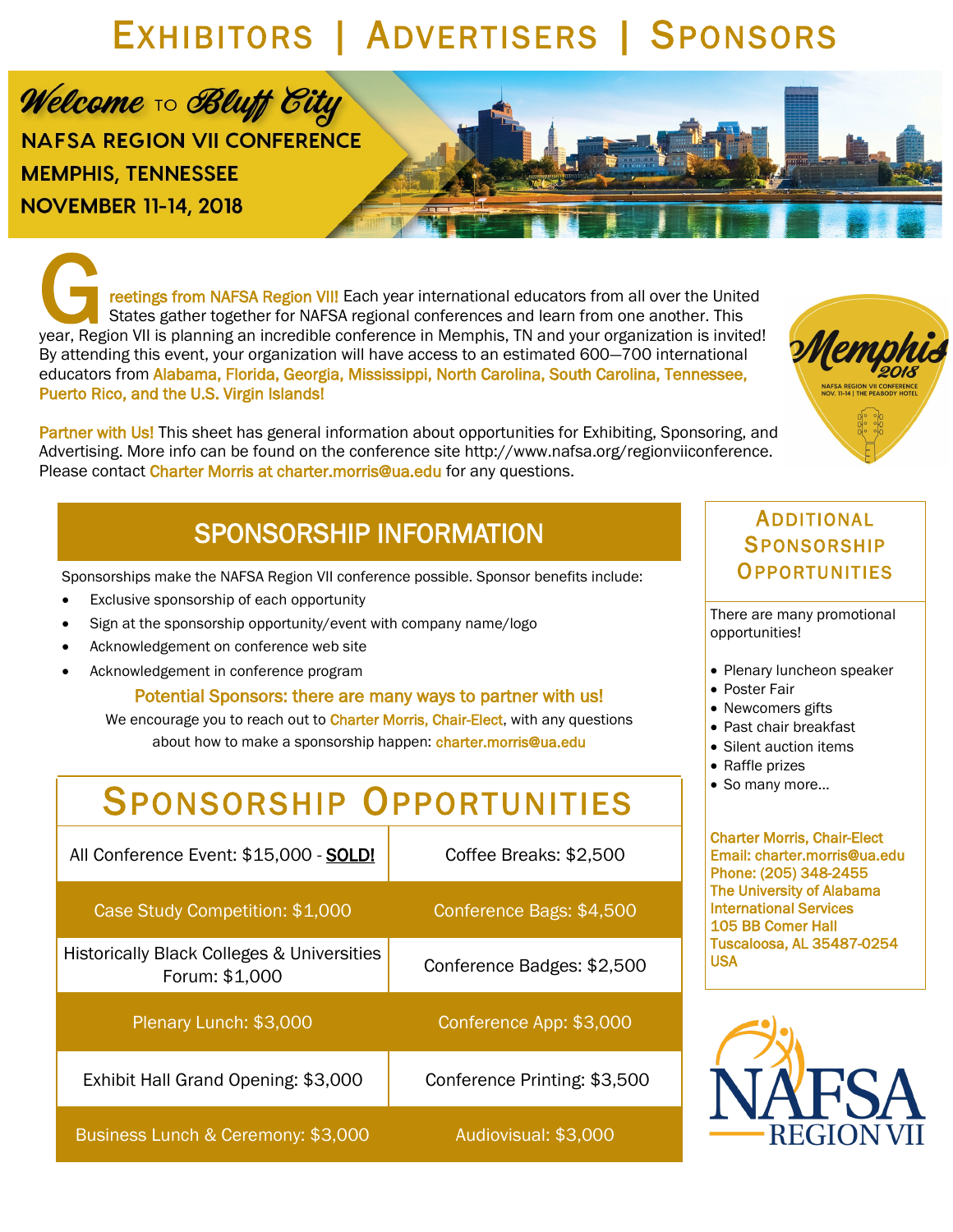# Exhibitors | Advertisers | Sponsors

## Welcome to Bluff City

**NAFSA REGION VII CONFERENCE**
**MEMPHIS, TENNESSEE**
**NOVEMBER 11-14, 2018**

Greetings from NAFSA Region VII! Each year international educators from all over the United States gather together for NAFSA regional conferences and learn from one another. This year, Region VII is planning an incredible conference in Memphis, TN and your organization is invited! By attending this event, your organization will have access to an estimated 600—700 international educators from Alabama, Florida, Georgia, Mississippi, North Carolina, South Carolina, Tennessee, Puerto Rico, and the U.S. Virgin Islands!

Memphis 2018
NAFSA REGION VII CONFERENCE
NOV. 11-14 | THE PEABODY HOTEL

Partner with Us! This sheet has general information about opportunities for Exhibiting, Sponsoring, and Advertising. More info can be found on the conference site http://www.nafsa.org/regionviiconference. Please contact Charter Morris at charter.morris@ua.edu for any questions.

## SPONSORSHIP INFORMATION

Sponsorships make the NAFSA Region VII conference possible. Sponsor benefits include:

- Exclusive sponsorship of each opportunity
- Sign at the sponsorship opportunity/event with company name/logo
- Acknowledgement on conference web site
- Acknowledgement in conference program

**Potential Sponsors: there are many ways to partner with us!**

We encourage you to reach out to Charter Morris, Chair-Elect, with any questions about how to make a sponsorship happen: charter.morris@ua.edu

## Sponsorship Opportunities

| | |
|---|---|
| All Conference Event: $15,000 - **SOLD!** | Coffee Breaks: $2,500 |
| Case Study Competition: $1,000 | Conference Bags: $4,500 |
| Historically Black Colleges & Universities Forum: $1,000 | Conference Badges: $2,500 |
| Plenary Lunch: $3,000 | Conference App: $3,000 |
| Exhibit Hall Grand Opening: $3,000 | Conference Printing: $3,500 |
| Business Lunch & Ceremony: $3,000 | Audiovisual: $3,000 |

## Additional Sponsorship Opportunities

There are many promotional opportunities!

- Plenary luncheon speaker
- Poster Fair
- Newcomers gifts
- Past chair breakfast
- Silent auction items
- Raffle prizes
- So many more…

Charter Morris, Chair-Elect
Email: charter.morris@ua.edu
Phone: (205) 348-2455
The University of Alabama
International Services
105 BB Comer Hall
Tuscaloosa, AL 35487-0254
USA

NAFSA REGION VII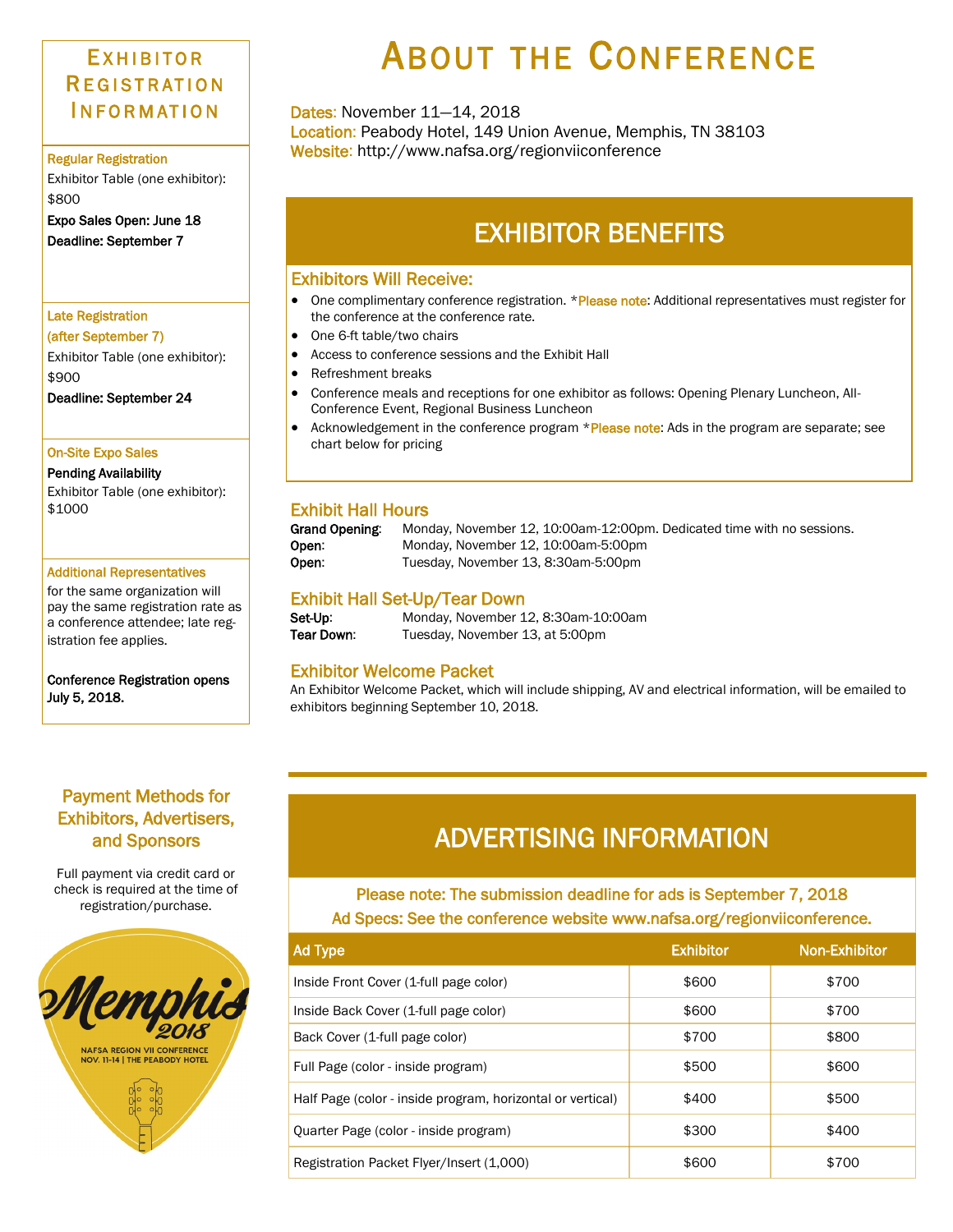# About the Conference

**Dates:** November 11—14, 2018
**Location:** Peabody Hotel, 149 Union Avenue, Memphis, TN 38103
**Website:** http://www.nafsa.org/regionviiconference

## EXHIBITOR BENEFITS

### Exhibitors Will Receive:

- One complimentary conference registration. *Please note: Additional representatives must register for the conference at the conference rate.
- One 6-ft table/two chairs
- Access to conference sessions and the Exhibit Hall
- Refreshment breaks
- Conference meals and receptions for one exhibitor as follows: Opening Plenary Luncheon, All-Conference Event, Regional Business Luncheon
- Acknowledgement in the conference program *Please note: Ads in the program are separate; see chart below for pricing

### Exhibit Hall Hours

**Grand Opening:** Monday, November 12, 10:00am-12:00pm. Dedicated time with no sessions.
**Open:** Monday, November 12, 10:00am-5:00pm
**Open:** Tuesday, November 13, 8:30am-5:00pm

### Exhibit Hall Set-Up/Tear Down

**Set-Up:** Monday, November 12, 8:30am-10:00am
**Tear Down:** Tuesday, November 13, at 5:00pm

### Exhibitor Welcome Packet

An Exhibitor Welcome Packet, which will include shipping, AV and electrical information, will be emailed to exhibitors beginning September 10, 2018.

## Exhibitor Registration Information

**Regular Registration**
Exhibitor Table (one exhibitor): $800
**Expo Sales Open: June 18**
**Deadline: September 7**

**Late Registration (after September 7)**
Exhibitor Table (one exhibitor): $900
**Deadline: September 24**

**On-Site Expo Sales**
**Pending Availability**
Exhibitor Table (one exhibitor): $1000

**Additional Representatives**
for the same organization will pay the same registration rate as a conference attendee; late registration fee applies.

**Conference Registration opens July 5, 2018.**

## Payment Methods for Exhibitors, Advertisers, and Sponsors

Full payment via credit card or check is required at the time of registration/purchase.

Memphis 2018
NAFSA REGION VII CONFERENCE
NOV. 11-14 | THE PEABODY HOTEL

## ADVERTISING INFORMATION

**Please note: The submission deadline for ads is September 7, 2018**
**Ad Specs: See the conference website www.nafsa.org/regionviiconference.**

| Ad Type | Exhibitor | Non-Exhibitor |
|---|---|---|
| Inside Front Cover (1-full page color) | $600 | $700 |
| Inside Back Cover (1-full page color) | $600 | $700 |
| Back Cover (1-full page color) | $700 | $800 |
| Full Page (color - inside program) | $500 | $600 |
| Half Page (color - inside program, horizontal or vertical) | $400 | $500 |
| Quarter Page (color - inside program) | $300 | $400 |
| Registration Packet Flyer/Insert (1,000) | $600 | $700 |